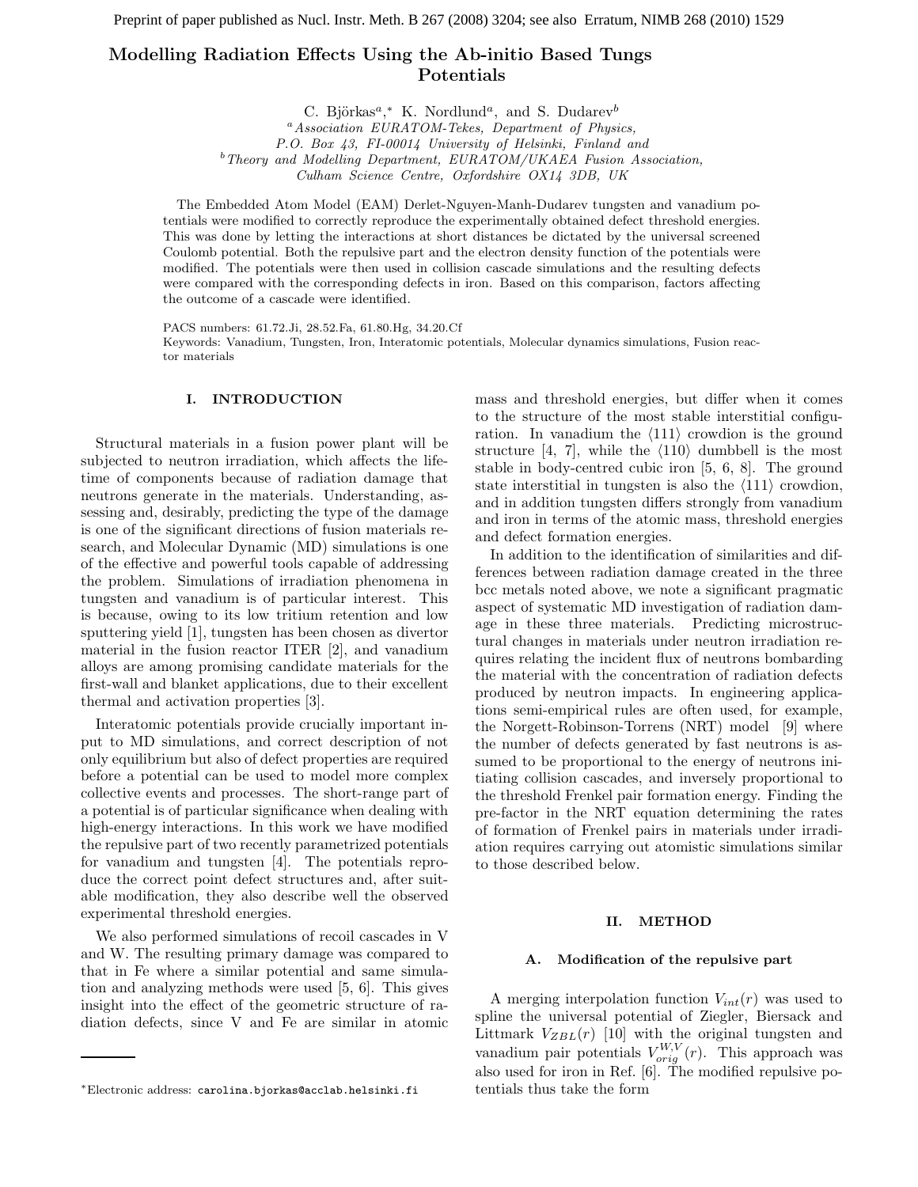Preprint of paper published as Nucl. Instr. Meth. B 267 (2008) 3204; see also Erratum, NIMB 268 (2010) 1529

# Modelling Radiation Effects Using the Ab-initio Based Tungsten and Vanadium Potentials

C. Björkas[a],* K. Nordlund[a], and S. Dudarev[b]

[a] *Association EURATOM-Tekes, Department of Physics, P.O. Box 43, FI-00014 University of Helsinki, Finland and*
[b] *Theory and Modelling Department, EURATOM/UKAEA Fusion Association, Culham Science Centre, Oxfordshire OX14 3DB, UK*

The Embedded Atom Model (EAM) Derlet-Nguyen-Manh-Dudarev tungsten and vanadium potentials were modified to correctly reproduce the experimentally obtained defect threshold energies. This was done by letting the interactions at short distances be dictated by the universal screened Coulomb potential. Both the repulsive part and the electron density function of the potentials were modified. The potentials were then used in collision cascade simulations and the resulting defects were compared with the corresponding defects in iron. Based on this comparison, factors affecting the outcome of a cascade were identified.

PACS numbers: 61.72.Ji, 28.52.Fa, 61.80.Hg, 34.20.Cf
Keywords: Vanadium, Tungsten, Iron, Interatomic potentials, Molecular dynamics simulations, Fusion reactor materials

## I. INTRODUCTION

Structural materials in a fusion power plant will be subjected to neutron irradiation, which affects the lifetime of components because of radiation damage that neutrons generate in the materials. Understanding, assessing and, desirably, predicting the type of the damage is one of the significant directions of fusion materials research, and Molecular Dynamic (MD) simulations is one of the effective and powerful tools capable of addressing the problem. Simulations of irradiation phenomena in tungsten and vanadium is of particular interest. This is because, owing to its low tritium retention and low sputtering yield [1], tungsten has been chosen as divertor material in the fusion reactor ITER [2], and vanadium alloys are among promising candidate materials for the first-wall and blanket applications, due to their excellent thermal and activation properties [3].

Interatomic potentials provide crucially important input to MD simulations, and correct description of not only equilibrium but also of defect properties are required before a potential can be used to model more complex collective events and processes. The short-range part of a potential is of particular significance when dealing with high-energy interactions. In this work we have modified the repulsive part of two recently parametrized potentials for vanadium and tungsten [4]. The potentials reproduce the correct point defect structures and, after suitable modification, they also describe well the observed experimental threshold energies.

We also performed simulations of recoil cascades in V and W. The resulting primary damage was compared to that in Fe where a similar potential and same simulation and analyzing methods were used [5, 6]. This gives insight into the effect of the geometric structure of radiation defects, since V and Fe are similar in atomic mass and threshold energies, but differ when it comes to the structure of the most stable interstitial configuration. In vanadium the ⟨111⟩ crowdion is the ground structure [4, 7], while the ⟨110⟩ dumbbell is the most stable in body-centred cubic iron [5, 6, 8]. The ground state interstitial in tungsten is also the ⟨111⟩ crowdion, and in addition tungsten differs strongly from vanadium and iron in terms of the atomic mass, threshold energies and defect formation energies.

In addition to the identification of similarities and differences between radiation damage created in the three bcc metals noted above, we note a significant pragmatic aspect of systematic MD investigation of radiation damage in these three materials. Predicting microstructural changes in materials under neutron irradiation requires relating the incident flux of neutrons bombarding the material with the concentration of radiation defects produced by neutron impacts. In engineering applications semi-empirical rules are often used, for example, the Norgett-Robinson-Torrens (NRT) model [9] where the number of defects generated by fast neutrons is assumed to be proportional to the energy of neutrons initiating collision cascades, and inversely proportional to the threshold Frenkel pair formation energy. Finding the pre-factor in the NRT equation determining the rates of formation of Frenkel pairs in materials under irradiation requires carrying out atomistic simulations similar to those described below.

## II. METHOD

### A. Modification of the repulsive part

A merging interpolation function $V_{int}(r)$ was used to spline the universal potential of Ziegler, Biersack and Littmark $V_{ZBL}(r)$ [10] with the original tungsten and vanadium pair potentials $V_{orig}^{W,V}(r)$. This approach was also used for iron in Ref. [6]. The modified repulsive potentials thus take the form

*Electronic address: carolina.bjorkas@acclab.helsinki.fi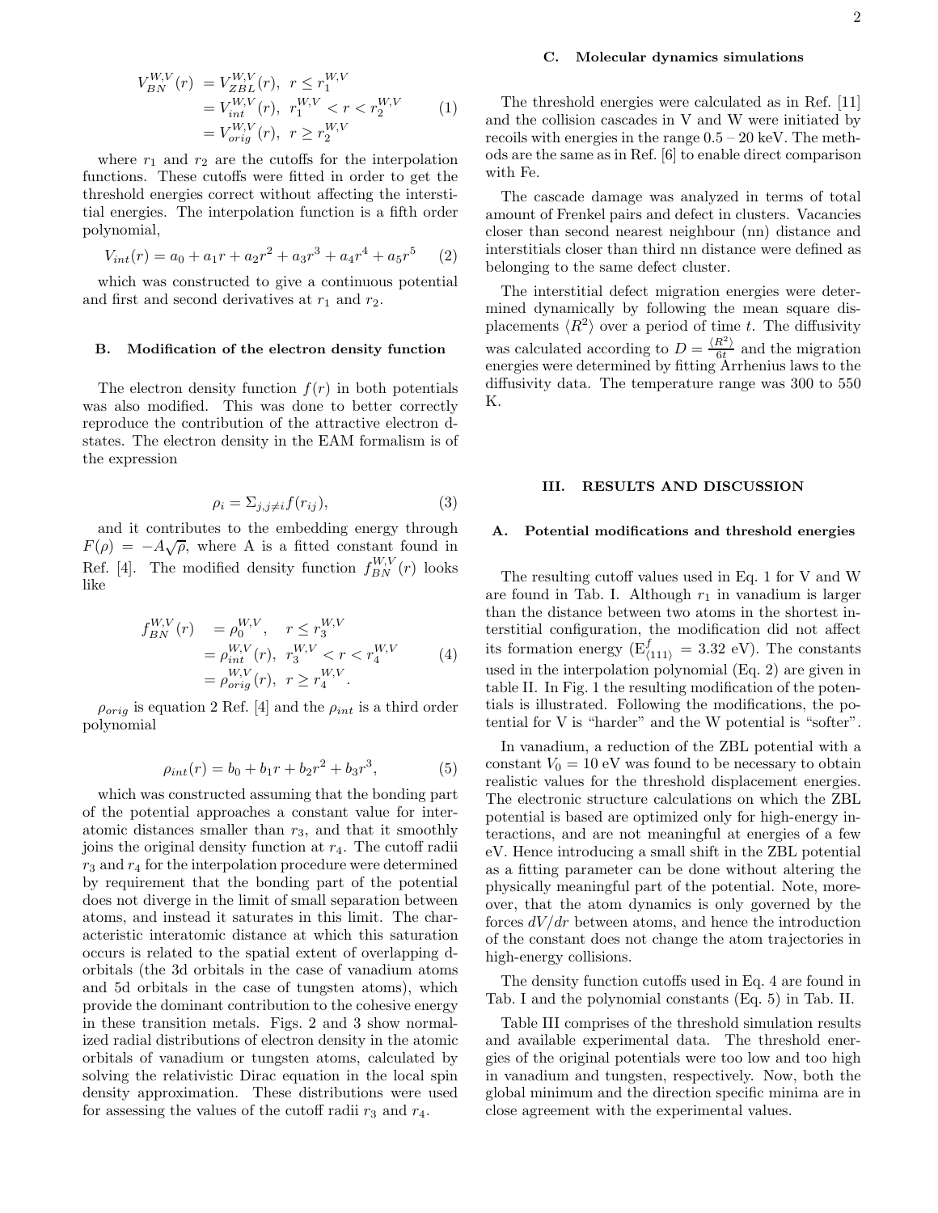$$
\begin{aligned}
V_{BN}^{W,V}(r) &= V_{ZBL}^{W,V}(r), \;\; r \le r_1^{W,V} \\
&= V_{int}^{W,V}(r), \;\; r_1^{W,V} < r < r_2^{W,V} \\
&= V_{orig}^{W,V}(r), \;\; r \ge r_2^{W,V}
\end{aligned}
\tag{1}
$$

where $r_1$ and $r_2$ are the cutoffs for the interpolation functions. These cutoffs were fitted in order to get the threshold energies correct without affecting the interstitial energies. The interpolation function is a fifth order polynomial,

$$
V_{int}(r) = a_0 + a_1 r + a_2 r^2 + a_3 r^3 + a_4 r^4 + a_5 r^5 \tag{2}
$$

which was constructed to give a continuous potential and first and second derivatives at $r_1$ and $r_2$.

### B. Modification of the electron density function

The electron density function $f(r)$ in both potentials was also modified. This was done to better correctly reproduce the contribution of the attractive electron d-states. The electron density in the EAM formalism is of the expression

$$
\rho_i = \Sigma_{j,j \neq i} f(r_{ij}), \tag{3}
$$

and it contributes to the embedding energy through $F(\rho) = -A\sqrt{\rho}$, where A is a fitted constant found in Ref. [4]. The modified density function $f_{BN}^{W,V}(r)$ looks like

$$
\begin{aligned}
f_{BN}^{W,V}(r) &= \rho_0^{W,V}, \quad r \le r_3^{W,V} \\
&= \rho_{int}^{W,V}(r), \;\; r_3^{W,V} < r < r_4^{W,V} \\
&= \rho_{orig}^{W,V}(r), \;\; r \ge r_4^{W,V}.
\end{aligned}
\tag{4}
$$

$\rho_{orig}$ is equation 2 Ref. [4] and the $\rho_{int}$ is a third order polynomial

$$
\rho_{int}(r) = b_0 + b_1 r + b_2 r^2 + b_3 r^3, \tag{5}
$$

which was constructed assuming that the bonding part of the potential approaches a constant value for interatomic distances smaller than $r_3$, and that it smoothly joins the original density function at $r_4$. The cutoff radii $r_3$ and $r_4$ for the interpolation procedure were determined by requirement that the bonding part of the potential does not diverge in the limit of small separation between atoms, and instead it saturates in this limit. The characteristic interatomic distance at which this saturation occurs is related to the spatial extent of overlapping d-orbitals (the 3d orbitals in the case of vanadium atoms and 5d orbitals in the case of tungsten atoms), which provide the dominant contribution to the cohesive energy in these transition metals. Figs. 2 and 3 show normalized radial distributions of electron density in the atomic orbitals of vanadium or tungsten atoms, calculated by solving the relativistic Dirac equation in the local spin density approximation. These distributions were used for assessing the values of the cutoff radii $r_3$ and $r_4$.

### C. Molecular dynamics simulations

The threshold energies were calculated as in Ref. [11] and the collision cascades in V and W were initiated by recoils with energies in the range 0.5 – 20 keV. The methods are the same as in Ref. [6] to enable direct comparison with Fe.

The cascade damage was analyzed in terms of total amount of Frenkel pairs and defect in clusters. Vacancies closer than second nearest neighbour (nn) distance and interstitials closer than third nn distance were defined as belonging to the same defect cluster.

The interstitial defect migration energies were determined dynamically by following the mean square displacements $\langle R^2 \rangle$ over a period of time $t$. The diffusivity was calculated according to $D = \frac{\langle R^2 \rangle}{6t}$ and the migration energies were determined by fitting Arrhenius laws to the diffusivity data. The temperature range was 300 to 550 K.

## III. RESULTS AND DISCUSSION

### A. Potential modifications and threshold energies

The resulting cutoff values used in Eq. 1 for V and W are found in Tab. I. Although $r_1$ in vanadium is larger than the distance between two atoms in the shortest interstitial configuration, the modification did not affect its formation energy ($E^f_{\langle 111 \rangle}$ = 3.32 eV). The constants used in the interpolation polynomial (Eq. 2) are given in table II. In Fig. 1 the resulting modification of the potentials is illustrated. Following the modifications, the potential for V is "harder" and the W potential is "softer".

In vanadium, a reduction of the ZBL potential with a constant $V_0$ = 10 eV was found to be necessary to obtain realistic values for the threshold displacement energies. The electronic structure calculations on which the ZBL potential is based are optimized only for high-energy interactions, and are not meaningful at energies of a few eV. Hence introducing a small shift in the ZBL potential as a fitting parameter can be done without altering the physically meaningful part of the potential. Note, moreover, that the atom dynamics is only governed by the forces $dV/dr$ between atoms, and hence the introduction of the constant does not change the atom trajectories in high-energy collisions.

The density function cutoffs used in Eq. 4 are found in Tab. I and the polynomial constants (Eq. 5) in Tab. II.

Table III comprises of the threshold simulation results and available experimental data. The threshold energies of the original potentials were too low and too high in vanadium and tungsten, respectively. Now, both the global minimum and the direction specific minima are in close agreement with the experimental values.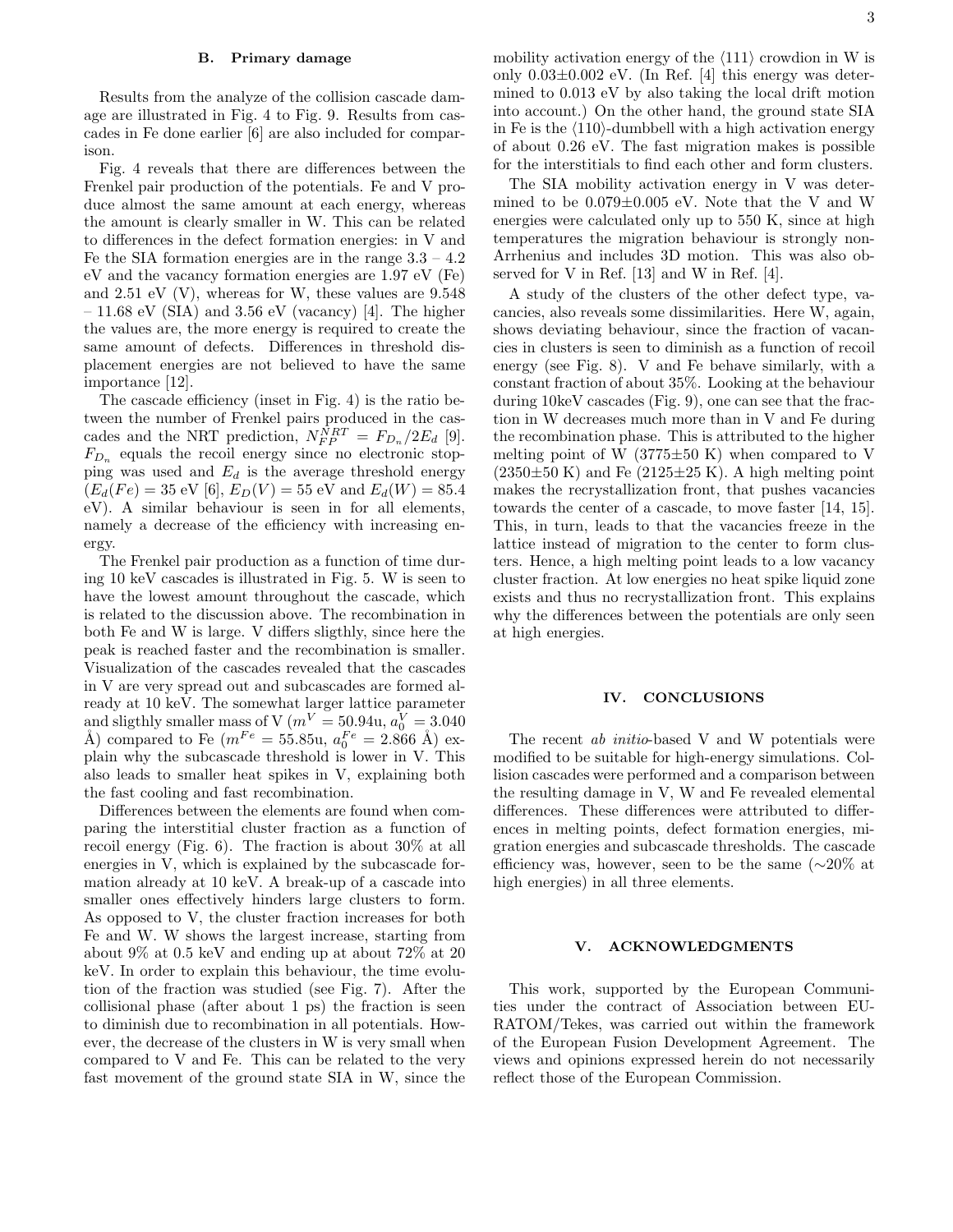### B. Primary damage

Results from the analyze of the collision cascade damage are illustrated in Fig. 4 to Fig. 9. Results from cascades in Fe done earlier [6] are also included for comparison.

Fig. 4 reveals that there are differences between the Frenkel pair production of the potentials. Fe and V produce almost the same amount at each energy, whereas the amount is clearly smaller in W. This can be related to differences in the defect formation energies: in V and Fe the SIA formation energies are in the range 3.3 – 4.2 eV and the vacancy formation energies are 1.97 eV (Fe) and 2.51 eV (V), whereas for W, these values are 9.548 – 11.68 eV (SIA) and 3.56 eV (vacancy) [4]. The higher the values are, the more energy is required to create the same amount of defects. Differences in threshold displacement energies are not believed to have the same importance [12].

The cascade efficiency (inset in Fig. 4) is the ratio between the number of Frenkel pairs produced in the cascades and the NRT prediction, $N_{FP}^{NRT} = F_{D_n}/2E_d$ [9]. $F_{D_n}$ equals the recoil energy since no electronic stopping was used and $E_d$ is the average threshold energy ($E_d(Fe) = 35$ eV [6], $E_D(V) = 55$ eV and $E_d(W) = 85.4$ eV). A similar behaviour is seen in for all elements, namely a decrease of the efficiency with increasing energy.

The Frenkel pair production as a function of time during 10 keV cascades is illustrated in Fig. 5. W is seen to have the lowest amount throughout the cascade, which is related to the discussion above. The recombination in both Fe and W is large. V differs sligthly, since here the peak is reached faster and the recombination is smaller. Visualization of the cascades revealed that the cascades in V are very spread out and subcascades are formed already at 10 keV. The somewhat larger lattice parameter and sligthly smaller mass of V ($m^V = 50.94$u, $a_0^V = 3.040$ Å) compared to Fe ($m^{Fe} = 55.85$u, $a_0^{Fe} = 2.866$ Å) explain why the subcascade threshold is lower in V. This also leads to smaller heat spikes in V, explaining both the fast cooling and fast recombination.

Differences between the elements are found when comparing the interstitial cluster fraction as a function of recoil energy (Fig. 6). The fraction is about 30% at all energies in V, which is explained by the subcascade formation already at 10 keV. A break-up of a cascade into smaller ones effectively hinders large clusters to form. As opposed to V, the cluster fraction increases for both Fe and W. W shows the largest increase, starting from about 9% at 0.5 keV and ending up at about 72% at 20 keV. In order to explain this behaviour, the time evolution of the fraction was studied (see Fig. 7). After the collisional phase (after about 1 ps) the fraction is seen to diminish due to recombination in all potentials. However, the decrease of the clusters in W is very small when compared to V and Fe. This can be related to the very fast movement of the ground state SIA in W, since the mobility activation energy of the ⟨111⟩ crowdion in W is only 0.03±0.002 eV. (In Ref. [4] this energy was determined to 0.013 eV by also taking the local drift motion into account.) On the other hand, the ground state SIA in Fe is the ⟨110⟩-dumbbell with a high activation energy of about 0.26 eV. The fast migration makes is possible for the interstitials to find each other and form clusters.

The SIA mobility activation energy in V was determined to be 0.079±0.005 eV. Note that the V and W energies were calculated only up to 550 K, since at high temperatures the migration behaviour is strongly non-Arrhenius and includes 3D motion. This was also observed for V in Ref. [13] and W in Ref. [4].

A study of the clusters of the other defect type, vacancies, also reveals some dissimilarities. Here W, again, shows deviating behaviour, since the fraction of vacancies in clusters is seen to diminish as a function of recoil energy (see Fig. 8). V and Fe behave similarly, with a constant fraction of about 35%. Looking at the behaviour during 10keV cascades (Fig. 9), one can see that the fraction in W decreases much more than in V and Fe during the recombination phase. This is attributed to the higher melting point of W (3775±50 K) when compared to V (2350±50 K) and Fe (2125±25 K). A high melting point makes the recrystallization front, that pushes vacancies towards the center of a cascade, to move faster [14, 15]. This, in turn, leads to that the vacancies freeze in the lattice instead of migration to the center to form clusters. Hence, a high melting point leads to a low vacancy cluster fraction. At low energies no heat spike liquid zone exists and thus no recrystallization front. This explains why the differences between the potentials are only seen at high energies.

## IV. CONCLUSIONS

The recent *ab initio*-based V and W potentials were modified to be suitable for high-energy simulations. Collision cascades were performed and a comparison between the resulting damage in V, W and Fe revealed elemental differences. These differences were attributed to differences in melting points, defect formation energies, migration energies and subcascade thresholds. The cascade efficiency was, however, seen to be the same (∼20% at high energies) in all three elements.

## V. ACKNOWLEDGMENTS

This work, supported by the European Communities under the contract of Association between EURATOM/Tekes, was carried out within the framework of the European Fusion Development Agreement. The views and opinions expressed herein do not necessarily reflect those of the European Commission.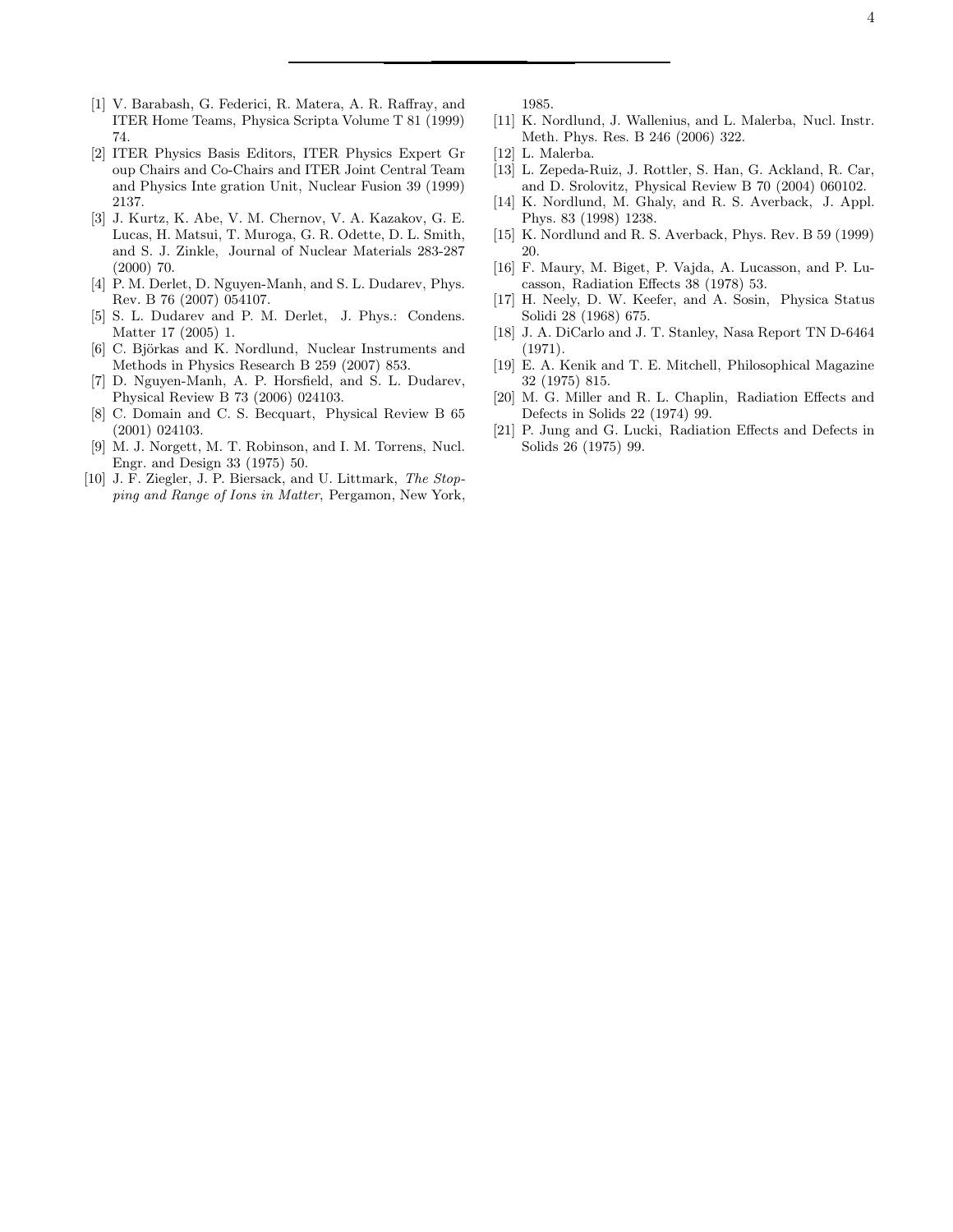[1] V. Barabash, G. Federici, R. Matera, A. R. Raffray, and ITER Home Teams, Physica Scripta Volume T 81 (1999) 74.

[2] ITER Physics Basis Editors, ITER Physics Expert Gr oup Chairs and Co-Chairs and ITER Joint Central Team and Physics Inte gration Unit, Nuclear Fusion 39 (1999) 2137.

[3] J. Kurtz, K. Abe, V. M. Chernov, V. A. Kazakov, G. E. Lucas, H. Matsui, T. Muroga, G. R. Odette, D. L. Smith, and S. J. Zinkle, Journal of Nuclear Materials 283-287 (2000) 70.

[4] P. M. Derlet, D. Nguyen-Manh, and S. L. Dudarev, Phys. Rev. B 76 (2007) 054107.

[5] S. L. Dudarev and P. M. Derlet, J. Phys.: Condens. Matter 17 (2005) 1.

[6] C. Björkas and K. Nordlund, Nuclear Instruments and Methods in Physics Research B 259 (2007) 853.

[7] D. Nguyen-Manh, A. P. Horsfield, and S. L. Dudarev, Physical Review B 73 (2006) 024103.

[8] C. Domain and C. S. Becquart, Physical Review B 65 (2001) 024103.

[9] M. J. Norgett, M. T. Robinson, and I. M. Torrens, Nucl. Engr. and Design 33 (1975) 50.

[10] J. F. Ziegler, J. P. Biersack, and U. Littmark, *The Stopping and Range of Ions in Matter*, Pergamon, New York, 1985.

[11] K. Nordlund, J. Wallenius, and L. Malerba, Nucl. Instr. Meth. Phys. Res. B 246 (2006) 322.

[12] L. Malerba.

[13] L. Zepeda-Ruiz, J. Rottler, S. Han, G. Ackland, R. Car, and D. Srolovitz, Physical Review B 70 (2004) 060102.

[14] K. Nordlund, M. Ghaly, and R. S. Averback, J. Appl. Phys. 83 (1998) 1238.

[15] K. Nordlund and R. S. Averback, Phys. Rev. B 59 (1999) 20.

[16] F. Maury, M. Biget, P. Vajda, A. Lucasson, and P. Lucasson, Radiation Effects 38 (1978) 53.

[17] H. Neely, D. W. Keefer, and A. Sosin, Physica Status Solidi 28 (1968) 675.

[18] J. A. DiCarlo and J. T. Stanley, Nasa Report TN D-6464 (1971).

[19] E. A. Kenik and T. E. Mitchell, Philosophical Magazine 32 (1975) 815.

[20] M. G. Miller and R. L. Chaplin, Radiation Effects and Defects in Solids 22 (1974) 99.

[21] P. Jung and G. Lucki, Radiation Effects and Defects in Solids 26 (1975) 99.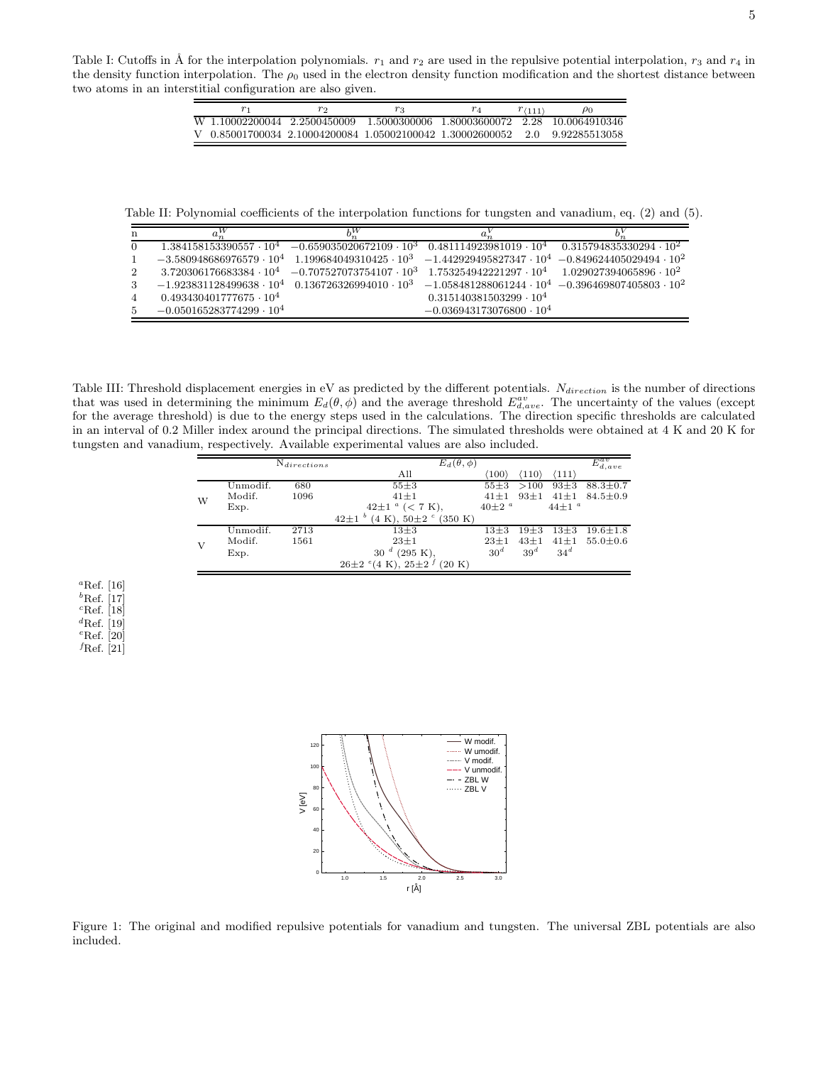Table I: Cutoffs in Å for the interpolation polynomials. $r_1$ and $r_2$ are used in the repulsive potential interpolation, $r_3$ and $r_4$ in the density function interpolation. The $\rho_0$ used in the electron density function modification and the shortest distance between two atoms in an interstitial configuration are also given.

| | $r_1$ | $r_2$ | $r_3$ | $r_4$ | $r_{\langle 111 \rangle}$ | $\rho_0$ |
|---|---|---|---|---|---|---|
| W | 1.10002200044 | 2.2500450009 | 1.5000300006 | 1.80003600072 | 2.28 | 10.0064910346 |
| V | 0.85001700034 | 2.10004200084 | 1.05002100042 | 1.30002600052 | 2.0 | 9.92285513058 |

Table II: Polynomial coefficients of the interpolation functions for tungsten and vanadium, eq. (2) and (5).

| n | $a_n^W$ | $b_n^W$ | $a_n^V$ | $b_n^V$ |
|---|---|---|---|---|
| 0 | $1.384158153390557 \cdot 10^4$ | $-0.659035020672109 \cdot 10^3$ | $0.481114923981019 \cdot 10^4$ | $0.315794835330294 \cdot 10^2$ |
| 1 | $-3.580948686976579 \cdot 10^4$ | $1.199684049310425 \cdot 10^3$ | $-1.442929495827347 \cdot 10^4$ | $-0.849624405029494 \cdot 10^2$ |
| 2 | $3.720306176683384 \cdot 10^4$ | $-0.707527073754107 \cdot 10^3$ | $1.753254942221297 \cdot 10^4$ | $1.029027394065896 \cdot 10^2$ |
| 3 | $-1.923831128499638 \cdot 10^4$ | $0.136726326994010 \cdot 10^3$ | $-1.058481288061244 \cdot 10^4$ | $-0.396469807405803 \cdot 10^2$ |
| 4 | $0.493430401777675 \cdot 10^4$ | | $0.315140381503299 \cdot 10^4$ | |
| 5 | $-0.050165283774299 \cdot 10^4$ | | $-0.036943173076800 \cdot 10^4$ | |

Table III: Threshold displacement energies in eV as predicted by the different potentials. $N_{direction}$ is the number of directions that was used in determining the minimum $E_d(\theta, \phi)$ and the average threshold $E_{d,ave}^{av}$. The uncertainty of the values (except for the average threshold) is due to the energy steps used in the calculations. The direction specific thresholds are calculated in an interval of 0.2 Miller index around the principal directions. The simulated thresholds were obtained at 4 K and 20 K for tungsten and vanadium, respectively. Available experimental values are also included.

| | | $N_{directions}$ | $E_d(\theta, \phi)$ | | | | $E_{d,ave}^{av}$ |
|---|---|---|---|---|---|---|---|
| | | | All | $\langle 100 \rangle$ | $\langle 110 \rangle$ | $\langle 111 \rangle$ | |
| W | Unmodif. | 680 | 55±3 | 55±3 | >100 | 93±3 | 88.3±0.7 |
| | Modif. | 1096 | 41±1 | 41±1 | 93±1 | 41±1 | 84.5±0.9 |
| | Exp. | | 42±1 [a] (< 7 K), 42±1 [b] (4 K), 50±2 [c] (350 K) | 40±2 [a] | | 44±1 [a] | |
| V | Unmodif. | 2713 | 13±3 | 13±3 | 19±3 | 13±3 | 19.6±1.8 |
| | Modif. | 1561 | 23±1 | 23±1 | 43±1 | 41±1 | 55.0±0.6 |
| | Exp. | | 30 [d] (295 K), 26±2 [e] (4 K), 25±2 [f] (20 K) | 30[d] | 39[d] | 34[d] | |

[a] Ref. [16]
[b] Ref. [17]
[c] Ref. [18]
[d] Ref. [19]
[e] Ref. [20]
[f] Ref. [21]

Figure 1: The original and modified repulsive potentials for vanadium and tungsten. The universal ZBL potentials are also included.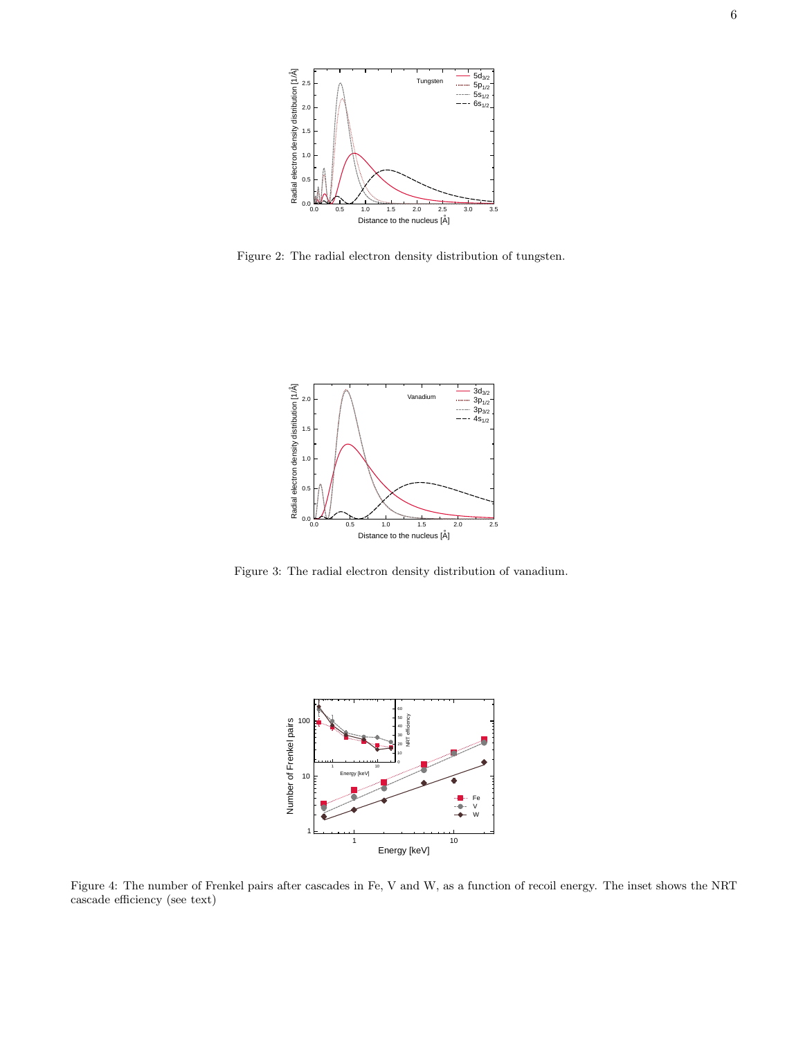Figure 2: The radial electron density distribution of tungsten.

Figure 3: The radial electron density distribution of vanadium.

Figure 4: The number of Frenkel pairs after cascades in Fe, V and W, as a function of recoil energy. The inset shows the NRT cascade efficiency (see text)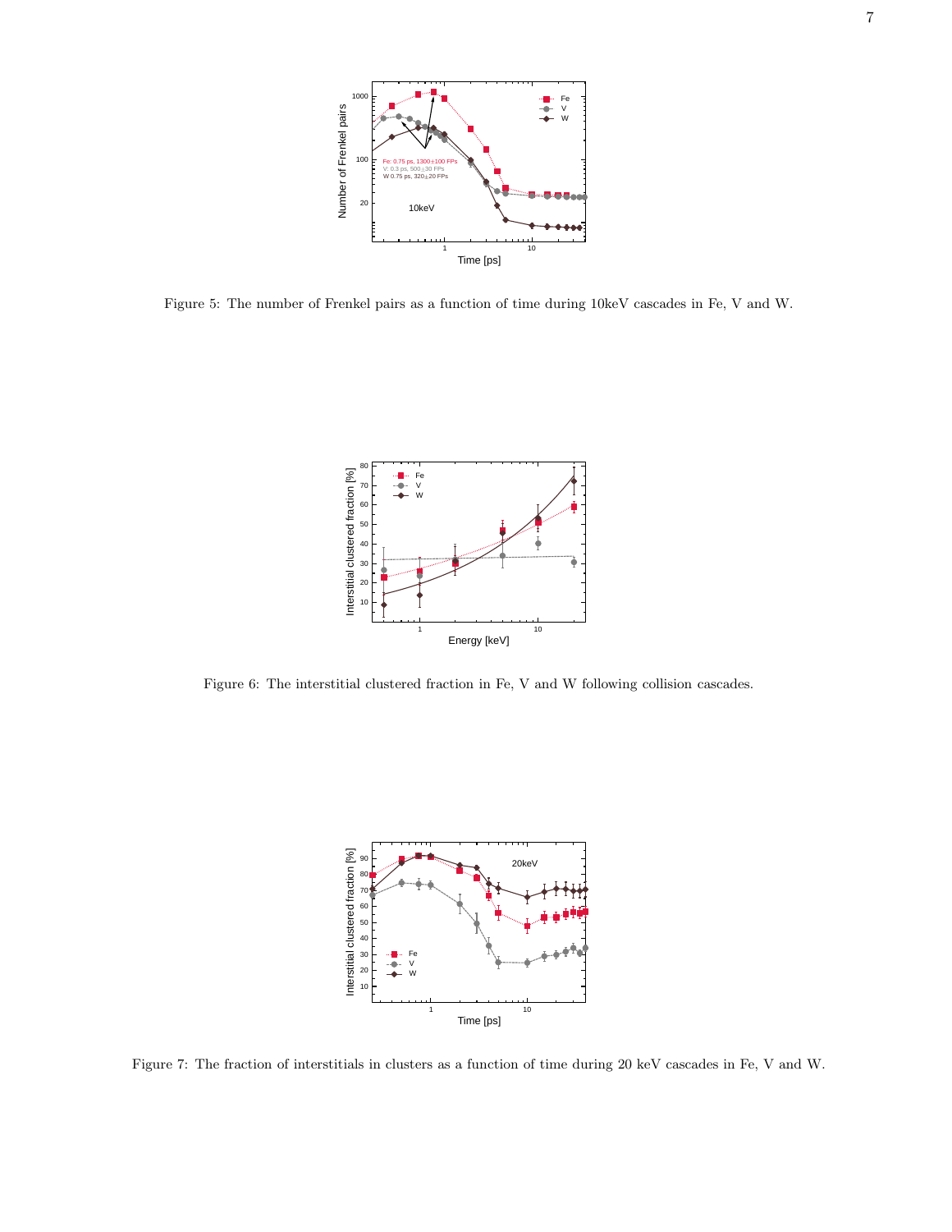Figure 5: The number of Frenkel pairs as a function of time during 10keV cascades in Fe, V and W.

Figure 6: The interstitial clustered fraction in Fe, V and W following collision cascades.

Figure 7: The fraction of interstitials in clusters as a function of time during 20 keV cascades in Fe, V and W.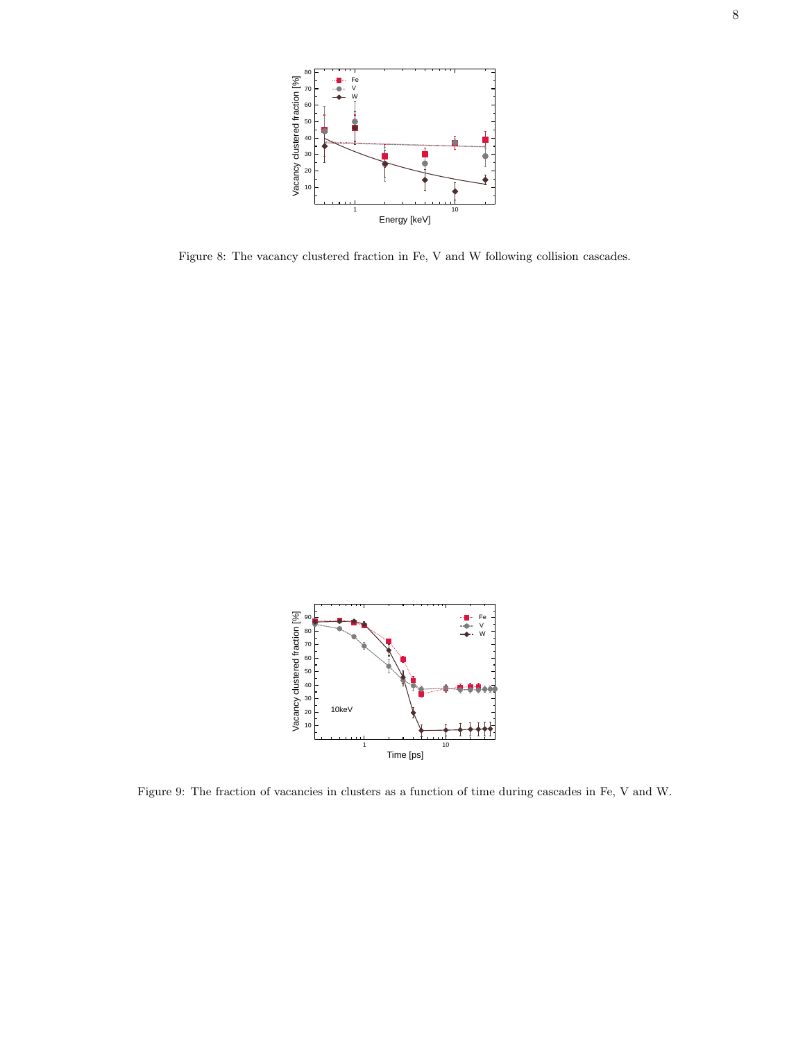Figure 8: The vacancy clustered fraction in Fe, V and W following collision cascades.

Figure 9: The fraction of vacancies in clusters as a function of time during cascades in Fe, V and W.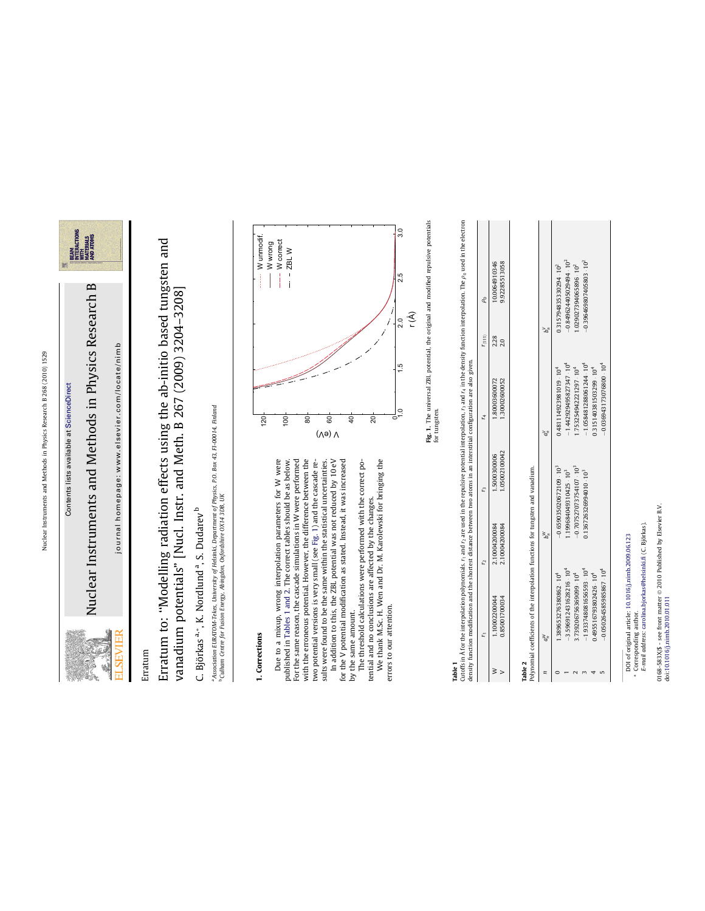Contents lists available at ScienceDirect

# Nuclear Instruments and Methods in Physics Research B

journal homepage: www.elsevier.com/locate/nimb

Erratum

# Erratum to: "Modelling radiation effects using the ab-initio based tungsten and vanadium potentials" [Nucl. Instr. and Meth. B 267 (2009) 3204–3208]

C. Björkas [a,*], K. Nordlund [a], S. Dudarev [b]

[a] Association EURATOM-Tekes, University of Helsinki, Department of Physics, P.O. Box 43, FI-00014, Finland
[b] Culham Centre for Fusion Energy, Abingdon, Oxfordshire OX14 3DB, UK

## 1. Corrections

Due to a mixup, wrong interpolation parameters for W were published in Tables 1 and 2. The correct tables should be as below. For the same reason, the cascade simulations in W were performed with the erroneous potential. However, the difference between the two potential versions is very small (see Fig. 1) and the cascade results were found to be the same within the statistical uncertainties.

In addition to this, the ZBL potential was not reduced by 10 eV for the V potential modification as stated. Instead, it was increased by the same amount.

The threshold calculations were performed with the correct potential and no conclusions are affected by the changes.

We thank M.Sc. H. Wen and Dr. M. Karolewski for bringing the errors to our attention.

V (eV)
120
100
80
60
40
20
0
1.0
1.5
2.0
2.5
3.0
r (Å)
W unmodif.
W wrong
W correct
ZBL W

**Fig. 1.** The universal ZBL potential, the original and modified repulsive potentials for tungsten.

**Table 1**
Cutoffs in Å for the interpolation polynomials. $r_1$ and $r_2$ are used in the repulsive potential interpolation, $r_3$ and $r_4$ in the density function interpolation. The $\rho_0$ used in the electron density function modification and the shortest distance between two atoms in an interstitial configuration are also given.

| | $r_1$ | $r_2$ | $r_3$ | $r_4$ | $r_{\langle 111 \rangle}$ | $\rho_0$ |
|---|---|---|---|---|---|---|
| W | 1.10002200044 | 2.10004200084 | 1.50003000006 | 1.80003600072 | 2.28 | 10.0064910346 |
| V | 0.85001700034 | 2.10004200084 | 1.05002100042 | 1.30002600052 | 2.0 | 9.92285513058 |

**Table 2**
Polynomial coefficients of the interpolation functions for tungsten and vanadium.

| $n$ | $a_n^W$ | $b_n^W$ | $a_n^V$ | $b_n^V$ |
|---|---|---|---|---|
| 0 | $1.389653276380862 \cdot 10^4$ | $-0.6590350206672109 \cdot 10^3$ | $0.4811149323981019 \cdot 10^4$ | $0.3157948353330294 \cdot 10^2$ |
| 1 | $-3.596912431628216 \cdot 10^4$ | $1.199684499310425 \cdot 10^3$ | $-1.442929495827347 \cdot 10^4$ | $-0.8496244050294 \cdot 10^2$ |
| 2 | $3.739206756369099 \cdot 10^4$ | $-0.7075270737754107 \cdot 10^3$ | $1.753254942221297 \cdot 10^4$ | $1.029027394065896 \cdot 10^2$ |
| 3 | $-1.933748081656593 \cdot 10^4$ | $0.1367263269940 10 \cdot 10^3$ | $-1.058481280612 44 \cdot 10^4$ | $-0.3964659807405803 \cdot 10^2$ |
| 4 | $0.4955167938024 26 \cdot 10^4$ | | $0.3151403815032 99 \cdot 10^4$ | |
| 5 | $-0.05026458598 5867 \cdot 10^4$ | | $-0.0369431730768 00 \cdot 10^4$ | |

DOI of original article: 10.1016/j.nimb.2009.06.123
\* Corresponding author.
E-mail address: carolina.bjorkas@helsinki.fi (C. Björkas).

0168-583X/$ - see front matter © 2010 Published by Elsevier B.V.
doi:10.1016/j.nimb.2010.01.011